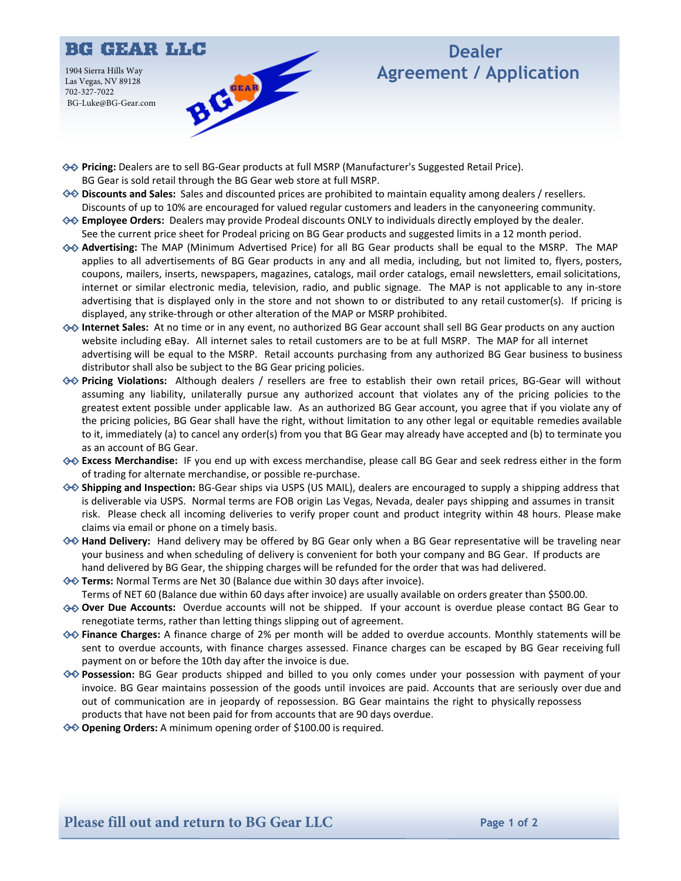# BG GEAR LLC

1904 Sierra Hills Way
Las Vegas, NV 89128
702-327-7022
BG-Luke@BG-Gear.com

# Dealer Agreement / Application

- **Pricing:** Dealers are to sell BG-Gear products at full MSRP (Manufacturer's Suggested Retail Price). BG Gear is sold retail through the BG Gear web store at full MSRP.
- **Discounts and Sales:** Sales and discounted prices are prohibited to maintain equality among dealers / resellers. Discounts of up to 10% are encouraged for valued regular customers and leaders in the canyoneering community.
- **Employee Orders:** Dealers may provide Prodeal discounts ONLY to individuals directly employed by the dealer. See the current price sheet for Prodeal pricing on BG Gear products and suggested limits in a 12 month period.
- **Advertising:** The MAP (Minimum Advertised Price) for all BG Gear products shall be equal to the MSRP. The MAP applies to all advertisements of BG Gear products in any and all media, including, but not limited to, flyers, posters, coupons, mailers, inserts, newspapers, magazines, catalogs, mail order catalogs, email newsletters, email solicitations, internet or similar electronic media, television, radio, and public signage. The MAP is not applicable to any in-store advertising that is displayed only in the store and not shown to or distributed to any retail customer(s). If pricing is displayed, any strike-through or other alteration of the MAP or MSRP prohibited.
- **Internet Sales:** At no time or in any event, no authorized BG Gear account shall sell BG Gear products on any auction website including eBay. All internet sales to retail customers are to be at full MSRP. The MAP for all internet advertising will be equal to the MSRP. Retail accounts purchasing from any authorized BG Gear business to business distributor shall also be subject to the BG Gear pricing policies.
- **Pricing Violations:** Although dealers / resellers are free to establish their own retail prices, BG-Gear will without assuming any liability, unilaterally pursue any authorized account that violates any of the pricing policies to the greatest extent possible under applicable law. As an authorized BG Gear account, you agree that if you violate any of the pricing policies, BG Gear shall have the right, without limitation to any other legal or equitable remedies available to it, immediately (a) to cancel any order(s) from you that BG Gear may already have accepted and (b) to terminate you as an account of BG Gear.
- **Excess Merchandise:** IF you end up with excess merchandise, please call BG Gear and seek redress either in the form of trading for alternate merchandise, or possible re-purchase.
- **Shipping and Inspection:** BG-Gear ships via USPS (US MAIL), dealers are encouraged to supply a shipping address that is deliverable via USPS. Normal terms are FOB origin Las Vegas, Nevada, dealer pays shipping and assumes in transit risk. Please check all incoming deliveries to verify proper count and product integrity within 48 hours. Please make claims via email or phone on a timely basis.
- **Hand Delivery:** Hand delivery may be offered by BG Gear only when a BG Gear representative will be traveling near your business and when scheduling of delivery is convenient for both your company and BG Gear. If products are hand delivered by BG Gear, the shipping charges will be refunded for the order that was had delivered.
- **Terms:** Normal Terms are Net 30 (Balance due within 30 days after invoice). Terms of NET 60 (Balance due within 60 days after invoice) are usually available on orders greater than $500.00.
- **Over Due Accounts:** Overdue accounts will not be shipped. If your account is overdue please contact BG Gear to renegotiate terms, rather than letting things slipping out of agreement.
- **Finance Charges:** A finance charge of 2% per month will be added to overdue accounts. Monthly statements will be sent to overdue accounts, with finance charges assessed. Finance charges can be escaped by BG Gear receiving full payment on or before the 10th day after the invoice is due.
- **Possession:** BG Gear products shipped and billed to you only comes under your possession with payment of your invoice. BG Gear maintains possession of the goods until invoices are paid. Accounts that are seriously over due and out of communication are in jeopardy of repossession. BG Gear maintains the right to physically repossess products that have not been paid for from accounts that are 90 days overdue.
- **Opening Orders:** A minimum opening order of $100.00 is required.

Please fill out and return to BG Gear LLC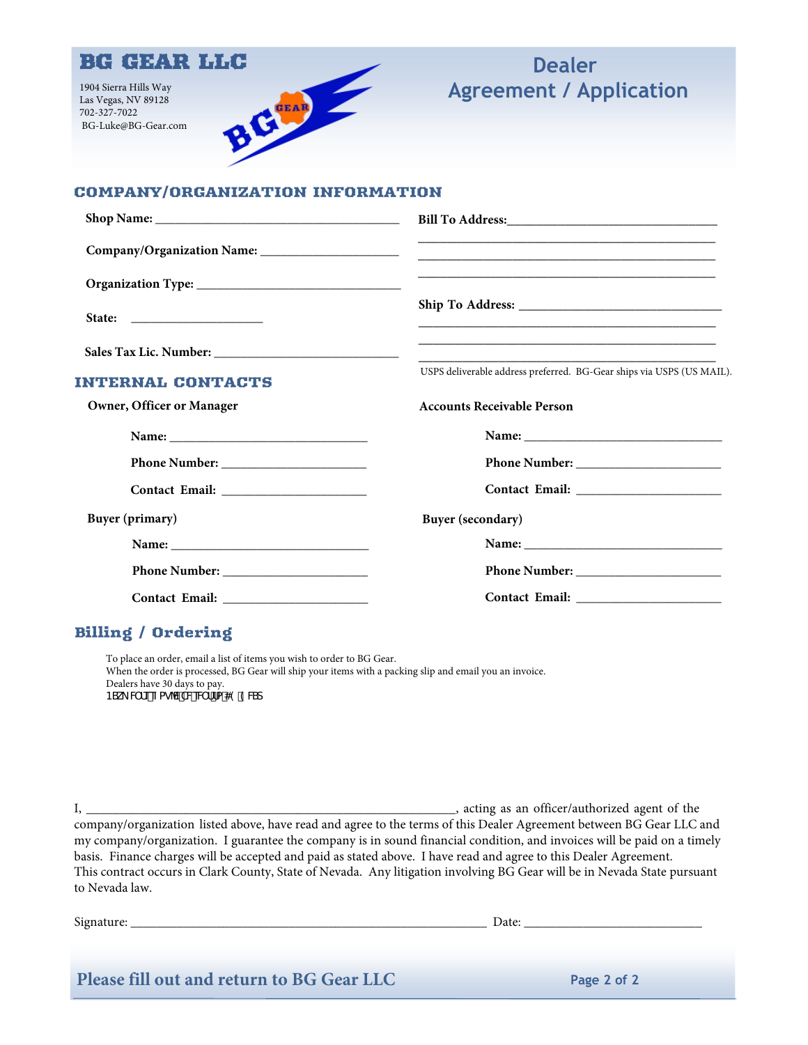# BG GEAR LLC

1904 Sierra Hills Way
Las Vegas, NV 89128
702-327-7022
BG-Luke@BG-Gear.com

# Dealer Agreement / Application

## COMPANY/ORGANIZATION INFORMATION

**Shop Name:** ______________________________________

**Company/Organization Name:** _____________________

**Organization Type:** _______________________________

**State:** ____________________

**Sales Tax Lic. Number:** ___________________________

**Bill To Address:** ________________________________
_______________________________________________
_______________________________________________
_______________________________________________

**Ship To Address:** _______________________________
_______________________________________________
_______________________________________________
_______________________________________________

USPS deliverable address preferred. BG-Gear ships via USPS (US MAIL).

## INTERNAL CONTACTS

**Owner, Officer or Manager**

**Name:** ______________________________

**Phone Number:** ______________________

**Contact Email:** ______________________

**Accounts Receivable Person**

**Name:** ______________________________

**Phone Number:** ______________________

**Contact Email:** ______________________

**Buyer (primary)**

**Name:** ______________________________

**Phone Number:** ______________________

**Contact Email:** ______________________

**Buyer (secondary)**

**Name:** ______________________________

**Phone Number:** ______________________

**Contact Email:** ______________________

## Billing / Ordering

To place an order, email a list of items you wish to order to BG Gear.
When the order is processed, BG Gear will ship your items with a packing slip and email you an invoice.
Dealers have 30 days to pay.
1BZNFOUTIPVMECFTFOUUP#(FBS

I, ________________________________________________________, acting as an officer/authorized agent of the company/organization listed above, have read and agree to the terms of this Dealer Agreement between BG Gear LLC and my company/organization. I guarantee the company is in sound financial condition, and invoices will be paid on a timely basis. Finance charges will be accepted and paid as stated above. I have read and agree to this Dealer Agreement.
This contract occurs in Clark County, State of Nevada. Any litigation involving BG Gear will be in Nevada State pursuant to Nevada law.

Signature: ________________________________________________ Date: __________________________

**Please fill out and return to BG Gear LLC**